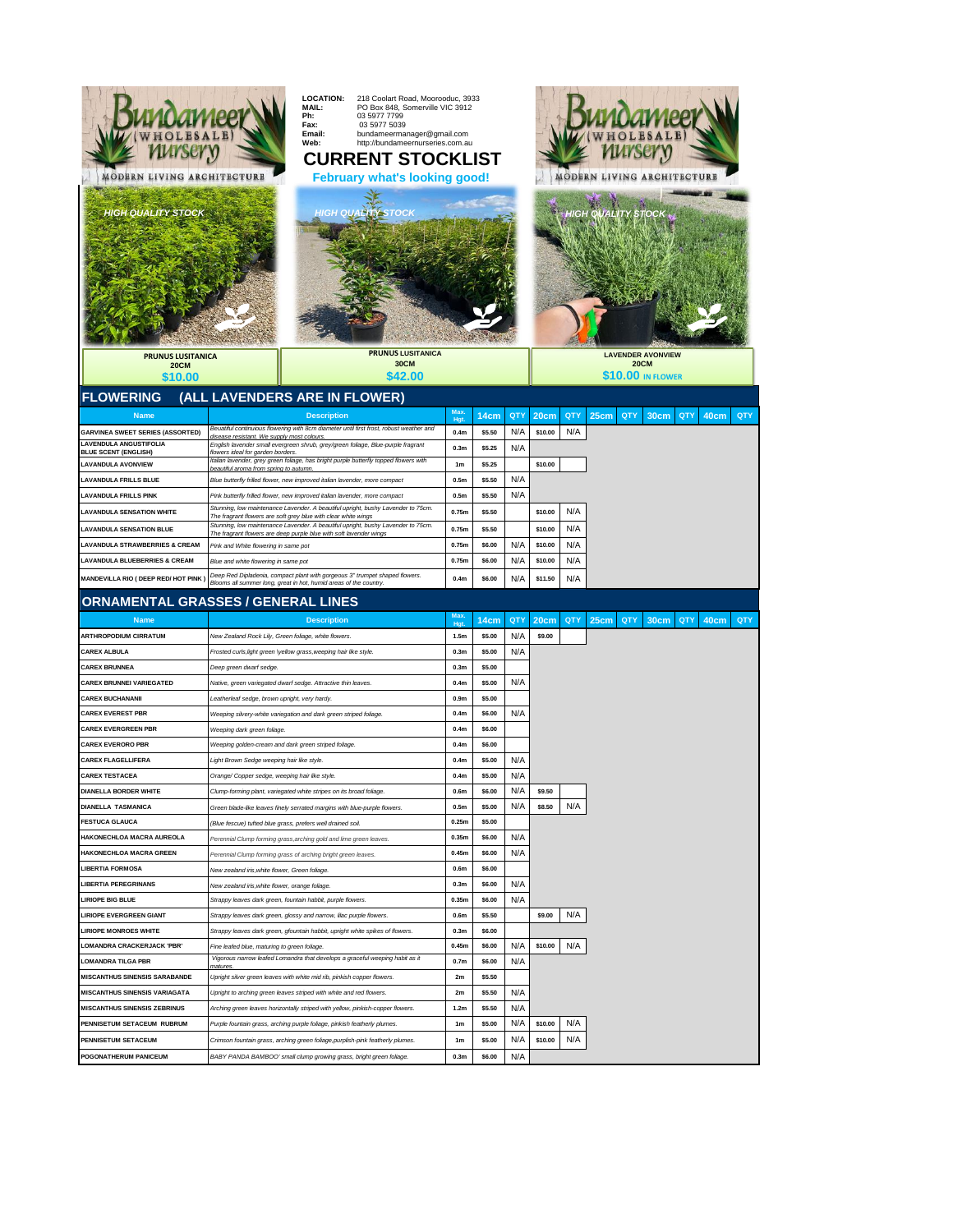**LOCATION:** 218 Coolart Road, Moorooduc, 3933
**MAIL:** PO Box 848, Somerville VIC 3912
**Ph:** 03 5977 7799
**Fax:** 03 5977 5039
**Email:** bundameermanager@gmail.com
**Web:** http://bundameernurseries.com.au

# CURRENT STOCKLIST

**February what's looking good!**

HIGH QUALITY STOCK

| PRUNUS LUSITANICA 20CM $10.00 | PRUNUS LUSITANICA 30CM $42.00 | LAVENDER AVONVIEW 20CM $10.00 IN FLOWER |
|---|---|---|

## FLOWERING (ALL LAVENDERS ARE IN FLOWER)

| Name | Description | Max. Hgt. | 14cm | QTY | 20cm | QTY | 25cm | QTY | 30cm | QTY | 40cm | QTY |
|---|---|---|---|---|---|---|---|---|---|---|---|---|
| GARVINEA SWEET SERIES (ASSORTED) | *Beautiful continuous flowering with 8cm diameter until first frost, robust weather and disease resistant. We supply most colours.* | 0.4m | $5.50 | N/A | $10.00 | N/A | | | | | | |
| LAVENDULA ANGUSTIFOLIA BLUE SCENT (ENGLISH) | *English lavender small evergreen shrub, grey/green foliage, Blue-purple fragrant flowers ideal for garden borders.* | 0.3m | $5.25 | N/A | | | | | | | | |
| LAVANDULA AVONVIEW | *Italian lavender, grey green foliage, has bright purple butterfly topped flowers with beautiful aroma from spring to autumn.* | 1m | $5.25 | | $10.00 | | | | | | | |
| LAVANDULA FRILLS BLUE | *Blue butterfly frilled flower, new improved italian lavender, more compact* | 0.5m | $5.50 | N/A | | | | | | | | |
| LAVANDULA FRILLS PINK | *Pink butterfly frilled flower, new improved italian lavender, more compact* | 0.5m | $5.50 | N/A | | | | | | | | |
| LAVANDULA SENSATION WHITE | *Stunning, low maintenance Lavender. A beautiful upright, bushy Lavender to 75cm. The fragrant flowers are soft grey blue with clear white wings* | 0.75m | $5.50 | | $10.00 | N/A | | | | | | |
| LAVANDULA SENSATION BLUE | *Stunning, low maintenance Lavender. A beautiful upright, bushy Lavender to 75cm. The fragrant flowers are deep purple blue with soft lavender wings* | 0.75m | $5.50 | | $10.00 | N/A | | | | | | |
| LAVANDULA STRAWBERRIES & CREAM | *Pink and White flowering in same pot* | 0.75m | $6.00 | N/A | $10.00 | N/A | | | | | | |
| LAVANDULA BLUEBERRIES & CREAM | *Blue and white flowering in same pot* | 0.75m | $6.00 | N/A | $10.00 | N/A | | | | | | |
| MANDEVILLA RIO ( DEEP RED/ HOT PINK ) | *Deep Red Dipladenia, compact plant with gorgeous 3" trumpet shaped flowers. Blooms all summer long, great in hot, humid areas of the country.* | 0.4m | $6.00 | N/A | $11.50 | N/A | | | | | | |

## ORNAMENTAL GRASSES / GENERAL LINES

| Name | Description | Max. Hgt. | 14cm | QTY | 20cm | QTY | 25cm | QTY | 30cm | QTY | 40cm | QTY |
|---|---|---|---|---|---|---|---|---|---|---|---|---|
| ARTHROPODIUM CIRRATUM | *New Zealand Rock Lily, Green foliage, white flowers.* | 1.5m | $5.00 | N/A | $9.00 | | | | | | | |
| CAREX ALBULA | *Frosted curls,light green \yellow grass,weeping hair like style.* | 0.3m | $5.00 | N/A | | | | | | | | |
| CAREX BRUNNEA | *Deep green dwarf sedge.* | 0.3m | $5.00 | | | | | | | | | |
| CAREX BRUNNEI VARIEGATED | *Native, green variegated dwarf sedge. Attractive thin leaves.* | 0.4m | $5.00 | N/A | | | | | | | | |
| CAREX BUCHANANII | *Leatherleaf sedge, brown upright, very hardy.* | 0.9m | $5.00 | | | | | | | | | |
| CAREX EVEREST PBR | *Weeping silvery-white variegation and dark green striped foliage.* | 0.4m | $6.00 | N/A | | | | | | | | |
| CAREX EVERGREEN PBR | *Weeping dark green foliage.* | 0.4m | $6.00 | | | | | | | | | |
| CAREX EVERORO PBR | *Weeping golden-cream and dark green striped foliage.* | 0.4m | $6.00 | | | | | | | | | |
| CAREX FLAGELLIFERA | *Light Brown Sedge weeping hair like style.* | 0.4m | $5.00 | N/A | | | | | | | | |
| CAREX TESTACEA | *Orange/ Copper sedge, weeping hair like style.* | 0.4m | $5.00 | N/A | | | | | | | | |
| DIANELLA BORDER WHITE | *Clump-forming plant, variegated white stripes on its broad foliage.* | 0.6m | $6.00 | N/A | $9.50 | | | | | | | |
| DIANELLA TASMANICA | *Green blade-like leaves finely serrated margins with blue-purple flowers.* | 0.5m | $5.00 | N/A | $8.50 | N/A | | | | | | |
| FESTUCA GLAUCA | *(Blue fescue) tufted blue grass, prefers well drained soil.* | 0.25m | $5.00 | | | | | | | | | |
| HAKONECHLOA MACRA AUREOLA | *Perennial Clump forming grass,arching gold and lime green leaves.* | 0.35m | $6.00 | N/A | | | | | | | | |
| HAKONECHLOA MACRA GREEN | *Perennial Clump forming grass of arching bright green leaves.* | 0.45m | $6.00 | N/A | | | | | | | | |
| LIBERTIA FORMOSA | *New zealand iris,white flower, Green foliage.* | 0.6m | $6.00 | | | | | | | | | |
| LIBERTIA PEREGRINANS | *New zealand iris,white flower, orange foliage.* | 0.3m | $6.00 | N/A | | | | | | | | |
| LIRIOPE BIG BLUE | *Strappy leaves dark green, fountain habbit, purple flowers.* | 0.35m | $6.00 | N/A | | | | | | | | |
| LIRIOPE EVERGREEN GIANT | *Strappy leaves dark green, glossy and narrow, lilac purple flowers.* | 0.6m | $5.50 | | $9.00 | N/A | | | | | | |
| LIRIOPE MONROES WHITE | *Strappy leaves dark green, gfountain habbit, upright white spikes of flowers.* | 0.3m | $6.00 | | | | | | | | | |
| LOMANDRA CRACKERJACK 'PBR' | *Fine leafed blue, maturing to green foliage.* | 0.45m | $6.00 | N/A | $10.00 | N/A | | | | | | |
| LOMANDRA TILGA PBR | *Vigorous narrow leafed Lomandra that develops a graceful weeping habit as it matures.* | 0.7m | $6.00 | N/A | | | | | | | | |
| MISCANTHUS SINENSIS SARABANDE | *Upright silver green leaves with white mid rib, pinkish copper flowers.* | 2m | $5.50 | | | | | | | | | |
| MISCANTHUS SINENSIS VARIAGATA | *Upright to arching green leaves striped with white and red flowers.* | 2m | $5.50 | N/A | | | | | | | | |
| MISCANTHUS SINENSIS ZEBRINUS | *Arching green leaves horizontally striped with yellow, pinkish-copper flowers.* | 1.2m | $5.50 | N/A | | | | | | | | |
| PENNISETUM SETACEUM RUBRUM | *Purple fountain grass, arching purple foliage, pinkish featherly plumes.* | 1m | $5.00 | N/A | $10.00 | N/A | | | | | | |
| PENNISETUM SETACEUM | *Crimson fountain grass, arching green foliage,purplish-pink featherly plumes.* | 1m | $5.00 | N/A | $10.00 | N/A | | | | | | |
| POGONATHERUM PANICEUM | *BABY PANDA BAMBOO' small clump growing grass, bright green foliage.* | 0.3m | $6.00 | N/A | | | | | | | | |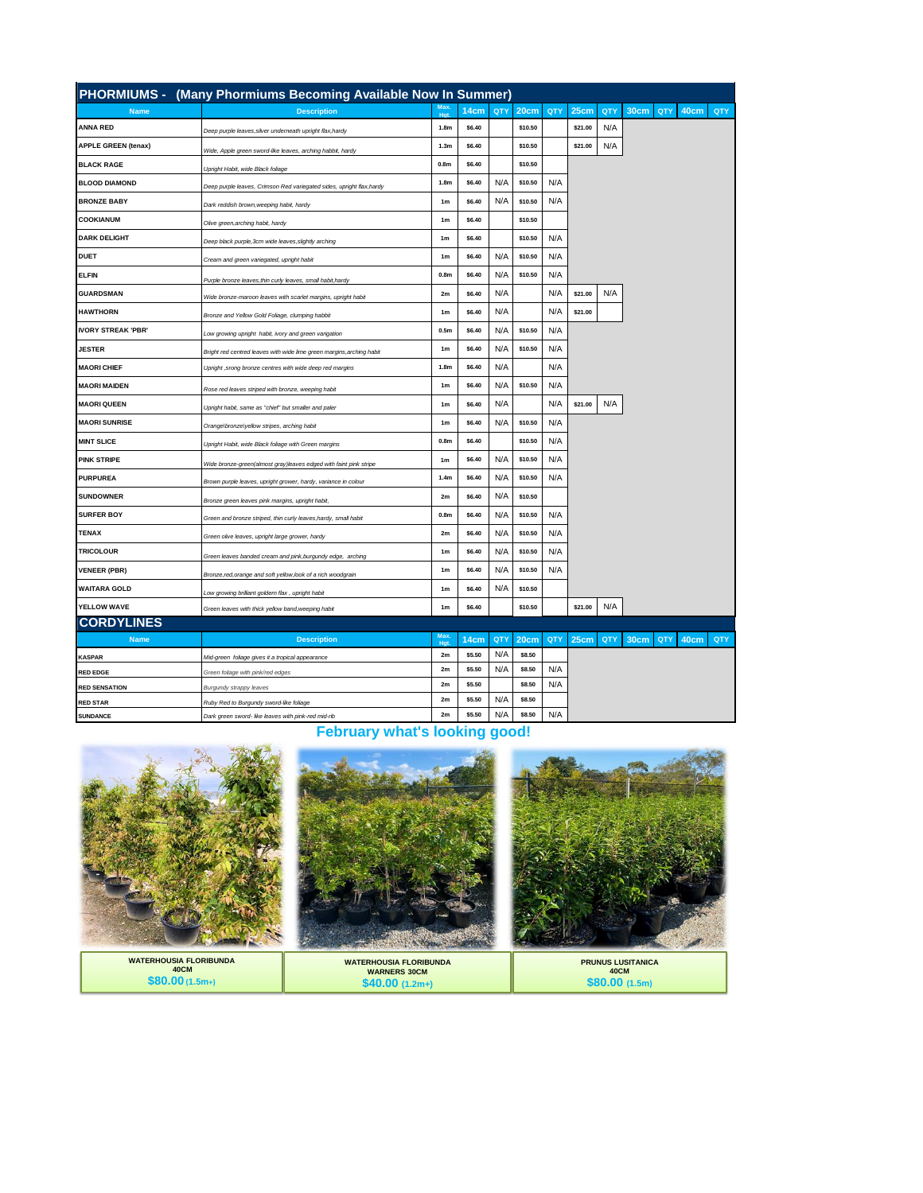## PHORMIUMS - (Many Phormiums Becoming Available Now In Summer)

| Name | Description | Max. Hgt. | 14cm | QTY | 20cm | QTY | 25cm | QTY | 30cm | QTY | 40cm | QTY |
|---|---|---|---|---|---|---|---|---|---|---|---|---|
| ANNA RED | *Deep purple leaves,silver underneath upright flax,hardy* | 1.8m | $6.40 | | $10.50 | | $21.00 | N/A | | | | |
| APPLE GREEN (tenax) | *Wide, Apple green sword-like leaves, arching habbit, hardy* | 1.3m | $6.40 | | $10.50 | | $21.00 | N/A | | | | |
| BLACK RAGE | *Upright Habit, wide Black foliage* | 0.8m | $6.40 | | $10.50 | | | | | | | |
| BLOOD DIAMOND | *Deep purple leaves, Crimson Red variegated sides, upright flax,hardy* | 1.8m | $6.40 | N/A | $10.50 | N/A | | | | | | |
| BRONZE BABY | *Dark reddish brown,weeping habit, hardy* | 1m | $6.40 | N/A | $10.50 | N/A | | | | | | |
| COOKIANUM | *Olive green,arching habit, hardy* | 1m | $6.40 | | $10.50 | | | | | | | |
| DARK DELIGHT | *Deep black purple,3cm wide leaves,slightly arching* | 1m | $6.40 | | $10.50 | N/A | | | | | | |
| DUET | *Cream and green variegated, upright habit* | 1m | $6.40 | N/A | $10.50 | N/A | | | | | | |
| ELFIN | *Purple bronze leaves,thin curly leaves, small habit,hardy* | 0.8m | $6.40 | N/A | $10.50 | N/A | | | | | | |
| GUARDSMAN | *Wide bronze-maroon leaves with scarlet margins, upright habit* | 2m | $6.40 | N/A | | N/A | $21.00 | N/A | | | | |
| HAWTHORN | *Bronze and Yellow Gold Foliage, clumping habbit* | 1m | $6.40 | N/A | | N/A | $21.00 | | | | | |
| IVORY STREAK 'PBR' | *Low growing upright habit, ivory and green variation* | 0.5m | $6.40 | N/A | $10.50 | N/A | | | | | | |
| JESTER | *Bright red centred leaves with wide lime green margins,arching habit* | 1m | $6.40 | N/A | $10.50 | N/A | | | | | | |
| MAORI CHIEF | *Upright ,srong bronze centres with wide deep red margins* | 1.8m | $6.40 | N/A | | N/A | | | | | | |
| MAORI MAIDEN | *Rose red leaves striped with bronze, weeping habit* | 1m | $6.40 | N/A | $10.50 | N/A | | | | | | |
| MAORI QUEEN | *Upright habit, same as "chief" but smaller and paler* | 1m | $6.40 | N/A | | N/A | $21.00 | N/A | | | | |
| MAORI SUNRISE | *Orange\bronze\yellow stripes, arching habit* | 1m | $6.40 | N/A | $10.50 | N/A | | | | | | |
| MINT SLICE | *Upright Habit, wide Black foliage with Green margins* | 0.8m | $6.40 | | $10.50 | N/A | | | | | | |
| PINK STRIPE | *Wide bronze-green(almost gray)leaves edged with faint pink stripe* | 1m | $6.40 | N/A | $10.50 | N/A | | | | | | |
| PURPUREA | *Brown purple leaves, upright grower, hardy, variance in colour* | 1.4m | $6.40 | N/A | $10.50 | N/A | | | | | | |
| SUNDOWNER | *Bronze green leaves pink margins, upright habit,* | 2m | $6.40 | N/A | $10.50 | | | | | | | |
| SURFER BOY | *Green and bronze striped, thin curly leaves,hardy, small habit* | 0.8m | $6.40 | N/A | $10.50 | N/A | | | | | | |
| TENAX | *Green olive leaves, upright large grower, hardy* | 2m | $6.40 | N/A | $10.50 | N/A | | | | | | |
| TRICOLOUR | *Green leaves banded cream and pink,burgundy edge, arching* | 1m | $6.40 | N/A | $10.50 | N/A | | | | | | |
| VENEER (PBR) | *Bronze,red,orange and soft yellow,look of a rich woodgrain* | 1m | $6.40 | N/A | $10.50 | N/A | | | | | | |
| WAITARA GOLD | *Low growing brilliant goldern flax , upright habit* | 1m | $6.40 | N/A | $10.50 | | | | | | | |
| YELLOW WAVE | *Green leaves with thick yellow band,weeping habit* | 1m | $6.40 | | $10.50 | | $21.00 | N/A | | | | |

## CORDYLINES

| Name | Description | Max. Hgt. | 14cm | QTY | 20cm | QTY | 25cm | QTY | 30cm | QTY | 40cm | QTY |
|---|---|---|---|---|---|---|---|---|---|---|---|---|
| KASPAR | *Mid-green foliage gives it a tropical appearance* | 2m | $5.50 | N/A | $8.50 | | | | | | | |
| RED EDGE | *Green foliage with pink/red edges* | 2m | $5.50 | N/A | $8.50 | N/A | | | | | | |
| RED SENSATION | *Burgundy strappy leaves* | 2m | $5.50 | | $8.50 | N/A | | | | | | |
| RED STAR | *Ruby Red to Burgundy sword-like foliage* | 2m | $5.50 | N/A | $8.50 | | | | | | | |
| SUNDANCE | *Dark green sword- like leaves with pink-red mid-rib* | 2m | $5.50 | N/A | $8.50 | N/A | | | | | | |

## February what's looking good!

**WATERHOUSIA FLORIBUNDA**
**40CM**
**$80.00** (1.5m+)

**WATERHOUSIA FLORIBUNDA**
**WARNERS 30CM**
**$40.00** (1.2m+)

**PRUNUS LUSITANICA**
**40CM**
**$80.00** (1.5m)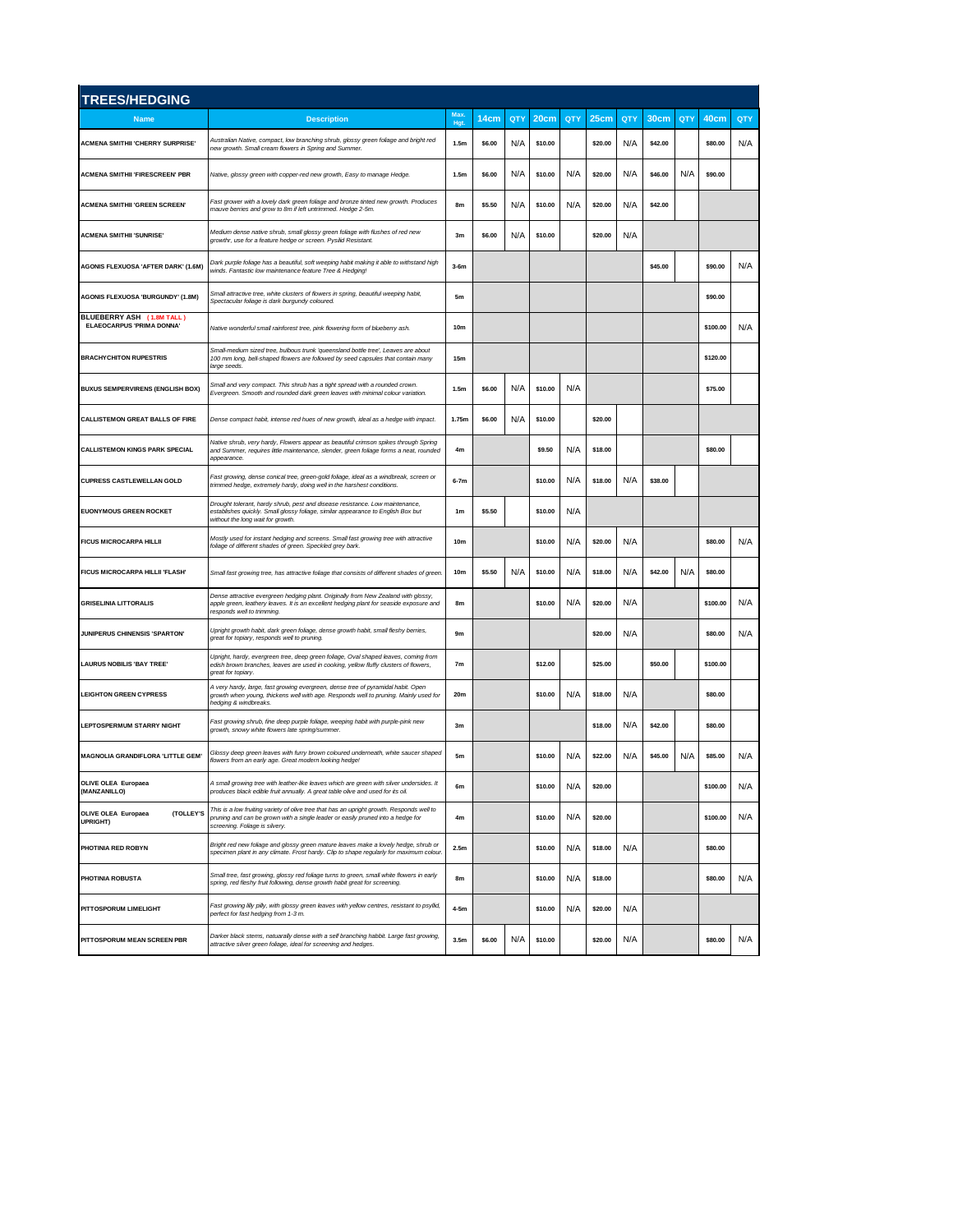## TREES/HEDGING

| Name | Description | Max. Hgt. | 14cm | QTY | 20cm | QTY | 25cm | QTY | 30cm | QTY | 40cm | QTY |
|---|---|---|---|---|---|---|---|---|---|---|---|---|
| ACMENA SMITHII 'CHERRY SURPRISE' | Australian Native, compact, low branching shrub, glossy green foliage and bright red new growth. Small cream flowers in Spring and Summer. | 1.5m | $6.00 | N/A | $10.00 | | $20.00 | N/A | $42.00 | | $80.00 | N/A |
| ACMENA SMITHII 'FIRESCREEN' PBR | Native, glossy green with copper-red new growth, Easy to manage Hedge. | 1.5m | $6.00 | N/A | $10.00 | N/A | $20.00 | N/A | $46.00 | N/A | $90.00 | |
| ACMENA SMITHII 'GREEN SCREEN' | Fast grower with a lovely dark green foliage and bronze tinted new growth. Produces mauve berries and grow to 8m if left untrimmed. Hedge 2-5m. | 8m | $5.50 | N/A | $10.00 | N/A | $20.00 | N/A | $42.00 | | | |
| ACMENA SMITHII 'SUNRISE' | Medium dense native shrub, small glossy green foliage with flushes of red new growthr, use for a feature hedge or screen. Pysild Resistant. | 3m | $6.00 | N/A | $10.00 | | $20.00 | N/A | | | | |
| AGONIS FLEXUOSA 'AFTER DARK' (1.6M) | Dark purple foliage has a beautiful, soft weeping habit making it able to withstand high winds. Fantastic low maintenance feature Tree & Hedging! | 3-6m | | | | | | | $45.00 | | $90.00 | N/A |
| AGONIS FLEXUOSA 'BURGUNDY' (1.8M) | Small attractive tree, white clusters of flowers in spring, beautiful weeping habit, Spectacular foliage is dark burgundy coloured. | 5m | | | | | | | | | $90.00 | |
| BLUEBERRY ASH ( 1.8M TALL ) ELAEOCARPUS 'PRIMA DONNA' | Native wonderful small rainforest tree, pink flowering form of blueberry ash. | 10m | | | | | | | | | $100.00 | N/A |
| BRACHYCHITON RUPESTRIS | Small-medium sized tree, bulbous trunk 'queensland bottle tree', Leaves are about 100 mm long, bell-shaped flowers are followed by seed capsules that contain many large seeds. | 15m | | | | | | | | | $120.00 | |
| BUXUS SEMPERVIRENS (ENGLISH BOX) | Small and very compact. This shrub has a tight spread with a rounded crown. Evergreen. Smooth and rounded dark green leaves with minimal colour variation. | 1.5m | $6.00 | N/A | $10.00 | N/A | | | | | $75.00 | |
| CALLISTEMON GREAT BALLS OF FIRE | Dense compact habit, intense red hues of new growth, ideal as a hedge with impact. | 1.75m | $6.00 | N/A | $10.00 | | $20.00 | | | | | |
| CALLISTEMON KINGS PARK SPECIAL | Native shrub, very hardy, Flowers appear as beautiful crimson spikes through Spring and Summer, requires little maintenance, slender, green foliage forms a neat, rounded appearance. | 4m | | | $9.50 | N/A | $18.00 | | | | $80.00 | |
| CUPRESS CASTLEWELLAN GOLD | Fast growing, dense conical tree, green-gold foliage, ideal as a windbreak, screen or trimmed hedge, extremely hardy, doing well in the harshest conditions. | 6-7m | | | $10.00 | N/A | $18.00 | N/A | $38.00 | | | |
| EUONYMOUS GREEN ROCKET | Drought tolerant, hardy shrub, pest and disease resistance. Low maintenance, establishes quickly. Small glossy foliage, similar appearance to English Box but without the long wait for growth. | 1m | $5.50 | | $10.00 | N/A | | | | | | |
| FICUS MICROCARPA HILLII | Mostly used for instant hedging and screens. Small fast growing tree with attractive foliage of different shades of green. Speckled grey bark. | 10m | | | $10.00 | N/A | $20.00 | N/A | | | $80.00 | N/A |
| FICUS MICROCARPA HILLII 'FLASH' | Small fast growing tree, has attractive foliage that consists of different shades of green. | 10m | $5.50 | N/A | $10.00 | N/A | $18.00 | N/A | $42.00 | N/A | $80.00 | |
| GRISELINIA LITTORALIS | Dense attractive evergreen hedging plant. Originally from New Zealand with glossy, apple green, leathery leaves. It is an excellent hedging plant for seaside exposure and responds well to trimming. | 8m | | | $10.00 | N/A | $20.00 | N/A | | | $100.00 | N/A |
| JUNIPERUS CHINENSIS 'SPARTON' | Upright growth habit, dark green foliage, dense growth habit, small fleshy berries, great for topiary, responds well to pruning. | 9m | | | | | $20.00 | N/A | | | $80.00 | N/A |
| LAURUS NOBILIS 'BAY TREE' | Upright, hardy, evergreen tree, deep green foliage, Oval shaped leaves, coming from edish brown branches, leaves are used in cooking, yellow fluffy clusters of flowers, great for topiary. | 7m | | | $12.00 | | $25.00 | | $50.00 | | $100.00 | |
| LEIGHTON GREEN CYPRESS | A very hardy, large, fast growing evergreen, dense tree of pyramidal habit. Open growth when young, thickens well with age. Responds well to pruning. Mainly used for hedging & windbreaks. | 20m | | | $10.00 | N/A | $18.00 | N/A | | | $80.00 | |
| LEPTOSPERMUM STARRY NIGHT | Fast growing shrub, fine deep purple foliage, weeping habit with purple-pink new growth, snowy white flowers late spring/summer. | 3m | | | | | $18.00 | N/A | $42.00 | | $80.00 | |
| MAGNOLIA GRANDIFLORA 'LITTLE GEM' | Glossy deep green leaves with furry brown coloured underneath, white saucer shaped flowers from an early age. Great modern looking hedge! | 5m | | | $10.00 | N/A | $22.00 | N/A | $45.00 | N/A | $85.00 | N/A |
| OLIVE OLEA Europaea (MANZANILLO) | A small growing tree with leather-like leaves which are green with silver undersides. It produces black edible fruit annually. A great table olive and used for its oil. | 6m | | | $10.00 | N/A | $20.00 | | | | $100.00 | N/A |
| OLIVE OLEA Europaea (TOLLEY'S UPRIGHT) | This is a low fruiting variety of olive tree that has an upright growth. Responds well to pruning and can be grown with a single leader or easily pruned into a hedge for screening. Foliage is silvery. | 4m | | | $10.00 | N/A | $20.00 | | | | $100.00 | N/A |
| PHOTINIA RED ROBYN | Bright red new foliage and glossy green mature leaves make a lovely hedge, shrub or specimen plant in any climate. Frost hardy. Clip to shape regularly for maximum colour. | 2.5m | | | $10.00 | N/A | $18.00 | N/A | | | $80.00 | |
| PHOTINIA ROBUSTA | Small tree, fast growing, glossy red foliage turns to green, small white flowers in early spring, red fleshy fruit following, dense growth habit great for screening. | 8m | | | $10.00 | N/A | $18.00 | | | | $80.00 | N/A |
| PITTOSPORUM LIMELIGHT | Fast growing lilly pilly, with glossy green leaves with yellow centres, resistant to psyllid, perfect for fast hedging from 1-3 m. | 4-5m | | | $10.00 | N/A | $20.00 | N/A | | | | |
| PITTOSPORUM MEAN SCREEN PBR | Darker black stems, natuarally dense with a self branching habbit. Large fast growing, attractive silver green foliage, ideal for screening and hedges. | 3.5m | $6.00 | N/A | $10.00 | | $20.00 | N/A | | | $80.00 | N/A |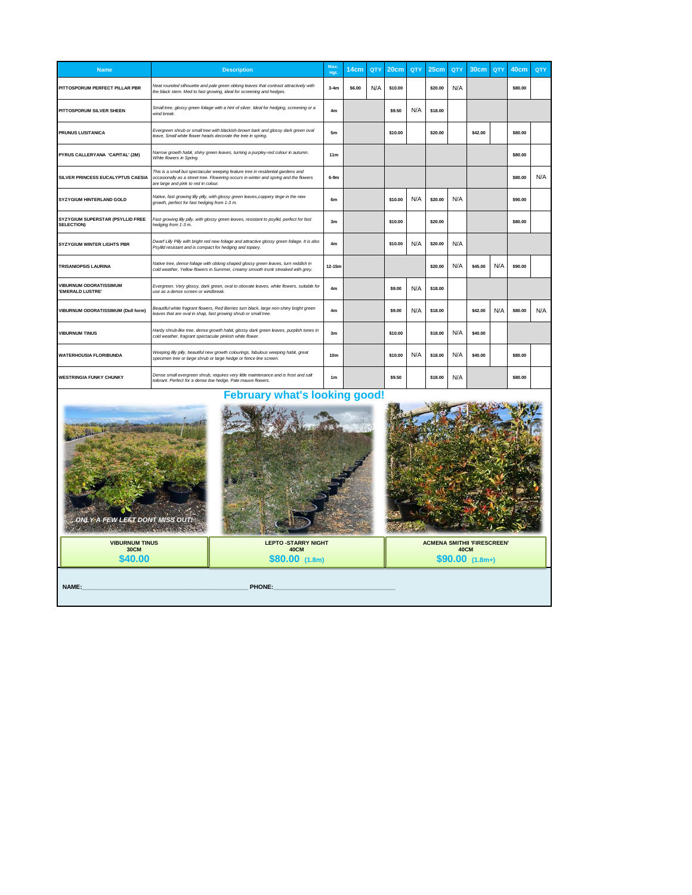| Name | Description | Max. Hgt. | 14cm | QTY | 20cm | QTY | 25cm | QTY | 30cm | QTY | 40cm | QTY |
|---|---|---|---|---|---|---|---|---|---|---|---|---|
| PITTOSPORUM PERFECT PILLAR PBR | Neat rounded silhouette and pale green oblong leaves that contrast attractively with the black stem. Med to fast growing, ideal for screening and hedges. | 3-4m | $6.00 | N/A | $10.00 | | $20.00 | N/A | | | $80.00 | |
| PITTOSPORUM SILVER SHEEN | Small tree, glossy green foliage with a hint of silver. Ideal for hedging, screening or a wind break. | 4m | | | $9.50 | N/A | $18.00 | | | | | |
| PRUNUS LUSITANICA | Evergreen shrub or small tree with blackish-brown bark and glossy dark green oval leave, Small white flower heads decorate the tree in spring. | 5m | | | $10.00 | | $20.00 | | $42.00 | | $80.00 | |
| PYRUS CALLERYANA 'CAPITAL' (2M) | Narrow growth habit, shiny green leaves, turning a purpley-red colour in autumn. White flowers in Spring. | 11m | | | | | | | | | $80.00 | |
| SILVER PRINCESS EUCALYPTUS CAESIA | This is a small but spectacular weeping feature tree in residential gardens and occasionally as a street tree. Flowering occurs in winter and spring and the flowers are large and pink to red in colour. | 6-9m | | | | | | | | | $80.00 | N/A |
| SYZYGIUM HINTERLAND GOLD | Native, fast growing lilly pilly, with glossy green leaves,coppery tinge in the new growth, perfect for fast hedging from 1-3 m. | 6m | | | $10.00 | N/A | $20.00 | N/A | | | $90.00 | |
| SYZYGIUM SUPERSTAR (PSYLLID FREE SELECTION) | Fast growing lilly pilly, with glossy green leaves, resistant to psyllid, perfect for fast hedging from 1-3 m. | 3m | | | $10.00 | | $20.00 | | | | $80.00 | |
| SYZYGIUM WINTER LIGHTS PBR | Dwarf Lilly Pilly with bright red new foliage and attractive glossy green foliage. It is also Psyllid resistant and is compact for hedging and topiary. | 4m | | | $10.00 | N/A | $20.00 | N/A | | | | |
| TRISANIOPSIS LAURINA | Native tree, dense foliage with oblong shaped glossy green leaves, turn reddish in cold weather, Yellow flowers in Summer, creamy smooth trunk streaked with grey. | 12-15m | | | | | $20.00 | N/A | $45.00 | N/A | $90.00 | |
| VIBURNUM ODORATISSIMUM 'EMERALD LUSTRE' | Evergreen. Very glossy, dark green, oval to obovate leaves, white flowers, suitable for use as a dense screen or windbreak. | 4m | | | $9.00 | N/A | $18.00 | | | | | |
| VIBURNUM ODORATISSIMUM (Dull form) | Beautiful white fragrant flowers, Red Berries turn black, large non-shiny bright green leaves that are oval in shap, fast growing shrub or small tree. | 4m | | | $9.00 | N/A | $18.00 | | $42.00 | N/A | $80.00 | N/A |
| VIBURNUM TINUS | Hardy shrub-like tree, dense growth habit, glossy dark green leaves, purplish tones in cold weather, fragrant spectacular pinkish white flower. | 3m | | | $10.00 | | $18.00 | N/A | $40.00 | | | |
| WATERHOUSIA FLORIBUNDA | Weeping lilly pilly, beautiful new growth colourings, fabulous weeping habit, great specimen tree or large shrub or large hedge or fence line screen. | 10m | | | $10.00 | N/A | $18.00 | N/A | $40.00 | | $80.00 | |
| WESTRINGIA FUNKY CHUNKY | Dense small evergreen shrub, requires very little maintenance and is frost and salt tolerant. Perfect for a dense low hedge. Pale mauve flowers. | 1m | | | $9.50 | | $18.00 | N/A | | | $80.00 | |

## February what's looking good!

ONLY A FEW LEFT DONT MISS OUT!

**VIBURNUM TINUS**
**30CM**
**$40.00**

**LEPTO -STARRY NIGHT**
**40CM**
**$80.00 (1.8m)**

**ACMENA SMITHII 'FIRESCREEN'**
**40CM**
**$90.00 (1.8m+)**

**NAME:**\_\_\_\_\_\_\_\_\_\_\_\_\_\_\_\_\_\_\_\_\_\_\_\_\_\_\_\_\_\_\_\_\_\_\_\_\_\_\_\_ **PHONE:**\_\_\_\_\_\_\_\_\_\_\_\_\_\_\_\_\_\_\_\_\_\_\_\_\_\_\_\_\_\_